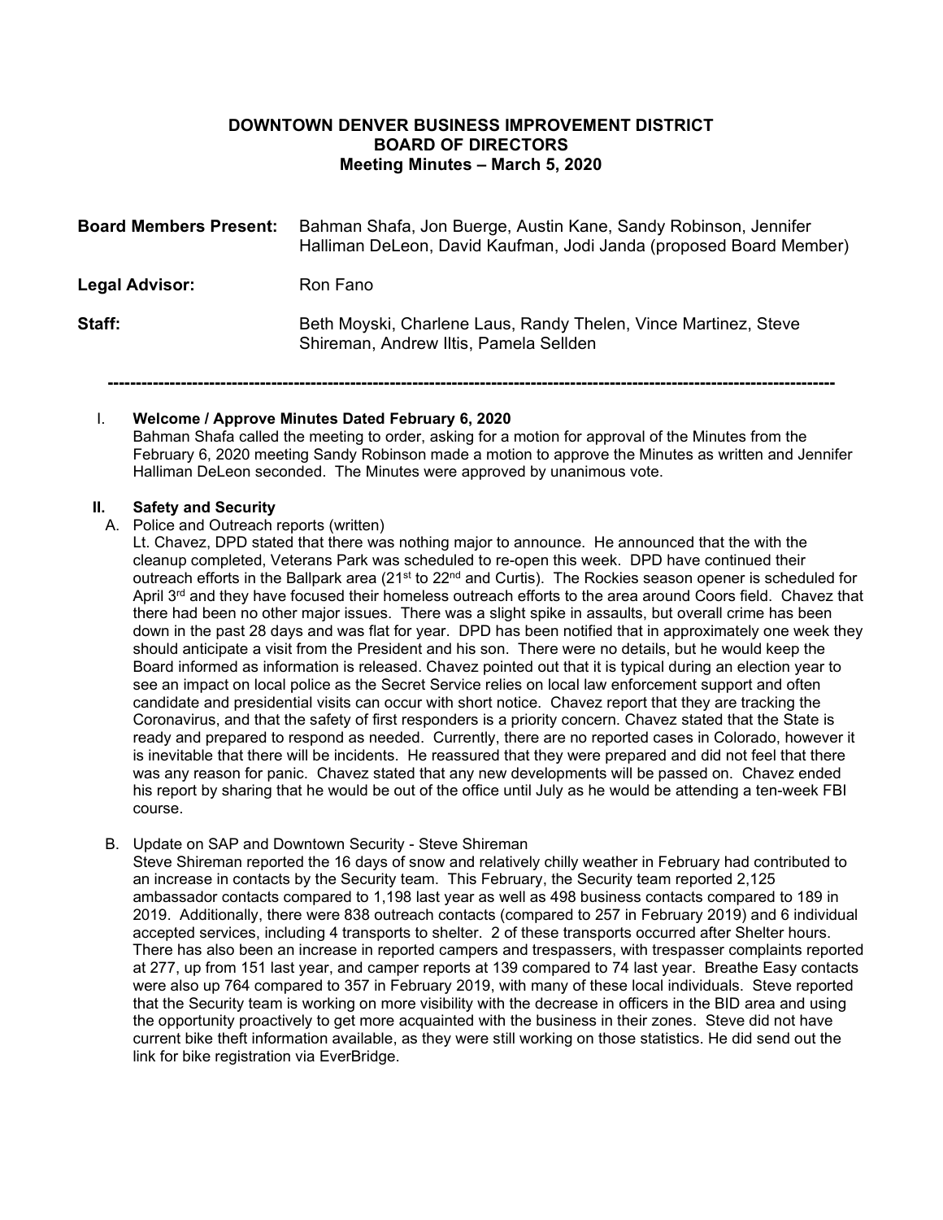**DOWNTOWN DENVER BUSINESS IMPROVEMENT DISTRICT**
**BOARD OF DIRECTORS**
**Meeting Minutes – March 5, 2020**

**Board Members Present:** Bahman Shafa, Jon Buerge, Austin Kane, Sandy Robinson, Jennifer Halliman DeLeon, David Kaufman, Jodi Janda (proposed Board Member)

**Legal Advisor:** Ron Fano

**Staff:** Beth Moyski, Charlene Laus, Randy Thelen, Vince Martinez, Steve Shireman, Andrew Iltis, Pamela Sellden

---

I. **Welcome / Approve Minutes Dated February 6, 2020**

Bahman Shafa called the meeting to order, asking for a motion for approval of the Minutes from the February 6, 2020 meeting Sandy Robinson made a motion to approve the Minutes as written and Jennifer Halliman DeLeon seconded. The Minutes were approved by unanimous vote.

**II. Safety and Security**

A. Police and Outreach reports (written)

Lt. Chavez, DPD stated that there was nothing major to announce. He announced that the with the cleanup completed, Veterans Park was scheduled to re-open this week. DPD have continued their outreach efforts in the Ballpark area (21st to 22nd and Curtis). The Rockies season opener is scheduled for April 3rd and they have focused their homeless outreach efforts to the area around Coors field. Chavez that there had been no other major issues. There was a slight spike in assaults, but overall crime has been down in the past 28 days and was flat for year. DPD has been notified that in approximately one week they should anticipate a visit from the President and his son. There were no details, but he would keep the Board informed as information is released. Chavez pointed out that it is typical during an election year to see an impact on local police as the Secret Service relies on local law enforcement support and often candidate and presidential visits can occur with short notice. Chavez report that they are tracking the Coronavirus, and that the safety of first responders is a priority concern. Chavez stated that the State is ready and prepared to respond as needed. Currently, there are no reported cases in Colorado, however it is inevitable that there will be incidents. He reassured that they were prepared and did not feel that there was any reason for panic. Chavez stated that any new developments will be passed on. Chavez ended his report by sharing that he would be out of the office until July as he would be attending a ten-week FBI course.

B. Update on SAP and Downtown Security - Steve Shireman

Steve Shireman reported the 16 days of snow and relatively chilly weather in February had contributed to an increase in contacts by the Security team. This February, the Security team reported 2,125 ambassador contacts compared to 1,198 last year as well as 498 business contacts compared to 189 in 2019. Additionally, there were 838 outreach contacts (compared to 257 in February 2019) and 6 individual accepted services, including 4 transports to shelter. 2 of these transports occurred after Shelter hours. There has also been an increase in reported campers and trespassers, with trespasser complaints reported at 277, up from 151 last year, and camper reports at 139 compared to 74 last year. Breathe Easy contacts were also up 764 compared to 357 in February 2019, with many of these local individuals. Steve reported that the Security team is working on more visibility with the decrease in officers in the BID area and using the opportunity proactively to get more acquainted with the business in their zones. Steve did not have current bike theft information available, as they were still working on those statistics. He did send out the link for bike registration via EverBridge.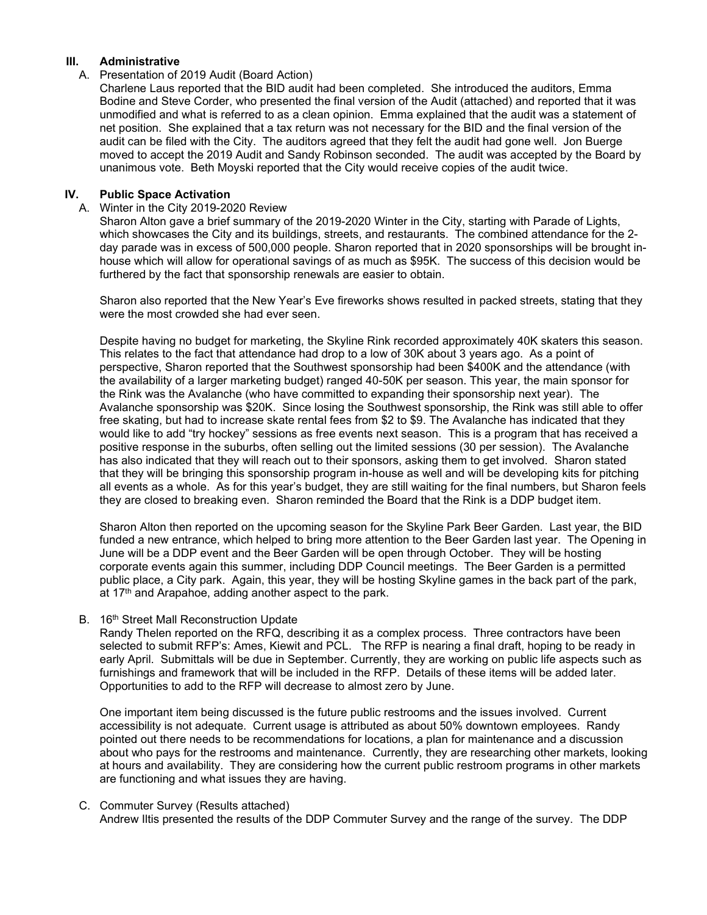## III. Administrative

### A. Presentation of 2019 Audit (Board Action)

Charlene Laus reported that the BID audit had been completed. She introduced the auditors, Emma Bodine and Steve Corder, who presented the final version of the Audit (attached) and reported that it was unmodified and what is referred to as a clean opinion. Emma explained that the audit was a statement of net position. She explained that a tax return was not necessary for the BID and the final version of the audit can be filed with the City. The auditors agreed that they felt the audit had gone well. Jon Buerge moved to accept the 2019 Audit and Sandy Robinson seconded. The audit was accepted by the Board by unanimous vote. Beth Moyski reported that the City would receive copies of the audit twice.

## IV. Public Space Activation

### A. Winter in the City 2019-2020 Review

Sharon Alton gave a brief summary of the 2019-2020 Winter in the City, starting with Parade of Lights, which showcases the City and its buildings, streets, and restaurants. The combined attendance for the 2-day parade was in excess of 500,000 people. Sharon reported that in 2020 sponsorships will be brought in-house which will allow for operational savings of as much as $95K. The success of this decision would be furthered by the fact that sponsorship renewals are easier to obtain.

Sharon also reported that the New Year's Eve fireworks shows resulted in packed streets, stating that they were the most crowded she had ever seen.

Despite having no budget for marketing, the Skyline Rink recorded approximately 40K skaters this season. This relates to the fact that attendance had drop to a low of 30K about 3 years ago. As a point of perspective, Sharon reported that the Southwest sponsorship had been $400K and the attendance (with the availability of a larger marketing budget) ranged 40-50K per season. This year, the main sponsor for the Rink was the Avalanche (who have committed to expanding their sponsorship next year). The Avalanche sponsorship was $20K. Since losing the Southwest sponsorship, the Rink was still able to offer free skating, but had to increase skate rental fees from $2 to $9. The Avalanche has indicated that they would like to add "try hockey" sessions as free events next season. This is a program that has received a positive response in the suburbs, often selling out the limited sessions (30 per session). The Avalanche has also indicated that they will reach out to their sponsors, asking them to get involved. Sharon stated that they will be bringing this sponsorship program in-house as well and will be developing kits for pitching all events as a whole. As for this year's budget, they are still waiting for the final numbers, but Sharon feels they are closed to breaking even. Sharon reminded the Board that the Rink is a DDP budget item.

Sharon Alton then reported on the upcoming season for the Skyline Park Beer Garden. Last year, the BID funded a new entrance, which helped to bring more attention to the Beer Garden last year. The Opening in June will be a DDP event and the Beer Garden will be open through October. They will be hosting corporate events again this summer, including DDP Council meetings. The Beer Garden is a permitted public place, a City park. Again, this year, they will be hosting Skyline games in the back part of the park, at 17th and Arapahoe, adding another aspect to the park.

### B. 16th Street Mall Reconstruction Update

Randy Thelen reported on the RFQ, describing it as a complex process. Three contractors have been selected to submit RFP's: Ames, Kiewit and PCL. The RFP is nearing a final draft, hoping to be ready in early April. Submittals will be due in September. Currently, they are working on public life aspects such as furnishings and framework that will be included in the RFP. Details of these items will be added later. Opportunities to add to the RFP will decrease to almost zero by June.

One important item being discussed is the future public restrooms and the issues involved. Current accessibility is not adequate. Current usage is attributed as about 50% downtown employees. Randy pointed out there needs to be recommendations for locations, a plan for maintenance and a discussion about who pays for the restrooms and maintenance. Currently, they are researching other markets, looking at hours and availability. They are considering how the current public restroom programs in other markets are functioning and what issues they are having.

### C. Commuter Survey (Results attached)

Andrew Iltis presented the results of the DDP Commuter Survey and the range of the survey. The DDP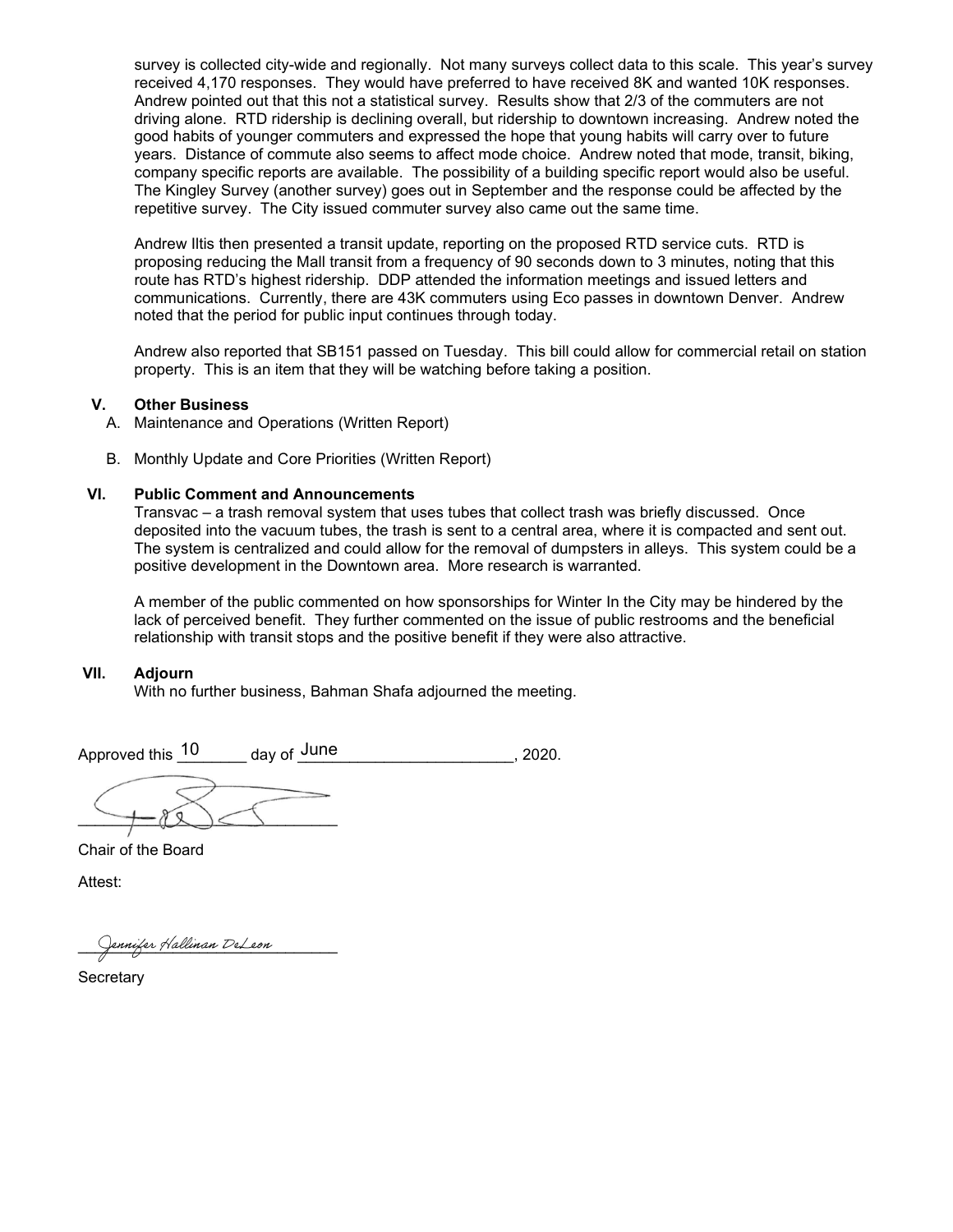survey is collected city-wide and regionally. Not many surveys collect data to this scale. This year's survey received 4,170 responses. They would have preferred to have received 8K and wanted 10K responses. Andrew pointed out that this not a statistical survey. Results show that 2/3 of the commuters are not driving alone. RTD ridership is declining overall, but ridership to downtown increasing. Andrew noted the good habits of younger commuters and expressed the hope that young habits will carry over to future years. Distance of commute also seems to affect mode choice. Andrew noted that mode, transit, biking, company specific reports are available. The possibility of a building specific report would also be useful. The Kingley Survey (another survey) goes out in September and the response could be affected by the repetitive survey. The City issued commuter survey also came out the same time.

Andrew Iltis then presented a transit update, reporting on the proposed RTD service cuts. RTD is proposing reducing the Mall transit from a frequency of 90 seconds down to 3 minutes, noting that this route has RTD's highest ridership. DDP attended the information meetings and issued letters and communications. Currently, there are 43K commuters using Eco passes in downtown Denver. Andrew noted that the period for public input continues through today.

Andrew also reported that SB151 passed on Tuesday. This bill could allow for commercial retail on station property. This is an item that they will be watching before taking a position.

## V. Other Business

A. Maintenance and Operations (Written Report)

B. Monthly Update and Core Priorities (Written Report)

## VI. Public Comment and Announcements

Transvac – a trash removal system that uses tubes that collect trash was briefly discussed. Once deposited into the vacuum tubes, the trash is sent to a central area, where it is compacted and sent out. The system is centralized and could allow for the removal of dumpsters in alleys. This system could be a positive development in the Downtown area. More research is warranted.

A member of the public commented on how sponsorships for Winter In the City may be hindered by the lack of perceived benefit. They further commented on the issue of public restrooms and the beneficial relationship with transit stops and the positive benefit if they were also attractive.

## VII. Adjourn

With no further business, Bahman Shafa adjourned the meeting.

Approved this 10 day of June, 2020.

[signature]

Chair of the Board

Attest:

Jennifer Hallinan DeLeon

Secretary